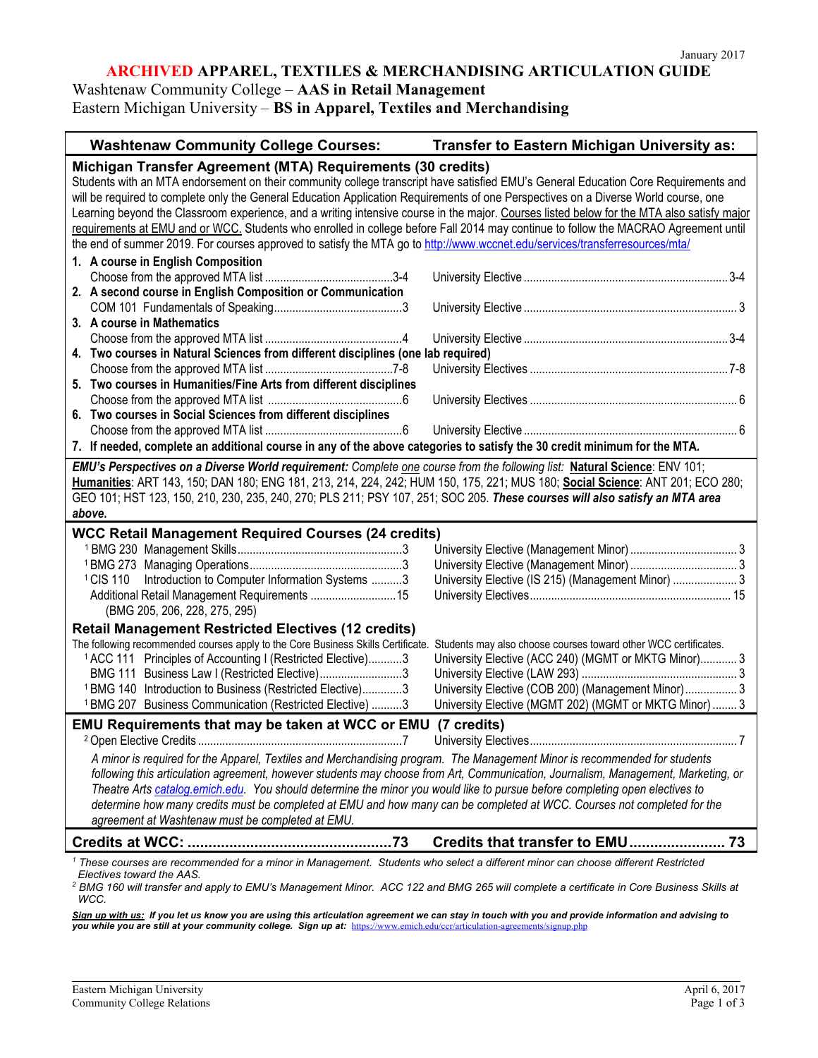January 2017

# ARCHIVED APPAREL, TEXTILES & MERCHANDISING ARTICULATION GUIDE

Washtenaw Community College – **AAS in Retail Management**
Eastern Michigan University – **BS in Apparel, Textiles and Merchandising**

| Washtenaw Community College Courses: | Transfer to Eastern Michigan University as: |
|---|---|
| **Michigan Transfer Agreement (MTA) Requirements (30 credits)** | |
| Students with an MTA endorsement on their community college transcript have satisfied EMU's General Education Core Requirements and will be required to complete only the General Education Application Requirements of one Perspectives on a Diverse World course, one Learning beyond the Classroom experience, and a writing intensive course in the major. Courses listed below for the MTA also satisfy major requirements at EMU and or WCC. Students who enrolled in college before Fall 2014 may continue to follow the MACRAO Agreement until the end of summer 2019. For courses approved to satisfy the MTA go to http://www.wccnet.edu/services/transferresources/mta/ | |
| **1. A course in English Composition** | |
| Choose from the approved MTA list ....... 3-4 | University Elective ....... 3-4 |
| **2. A second course in English Composition or Communication** | |
| COM 101 Fundamentals of Speaking ....... 3 | University Elective ....... 3 |
| **3. A course in Mathematics** | |
| Choose from the approved MTA list ....... 4 | University Elective ....... 3-4 |
| **4. Two courses in Natural Sciences from different disciplines (one lab required)** | |
| Choose from the approved MTA list ....... 7-8 | University Electives ....... 7-8 |
| **5. Two courses in Humanities/Fine Arts from different disciplines** | |
| Choose from the approved MTA list ....... 6 | University Electives ....... 6 |
| **6. Two courses in Social Sciences from different disciplines** | |
| Choose from the approved MTA list ....... 6 | University Elective ....... 6 |
| **7. If needed, complete an additional course in any of the above categories to satisfy the 30 credit minimum for the MTA.** | |
| ***EMU's Perspectives on a Diverse World requirement:*** *Complete one course from the following list:* **Natural Science**: ENV 101; **Humanities**: ART 143, 150; DAN 180; ENG 181, 213, 214, 224, 242; HUM 150, 175, 221; MUS 180; **Social Science**: ANT 201; ECO 280; GEO 101; HST 123, 150, 210, 230, 235, 240, 270; PLS 211; PSY 107, 251; SOC 205. ***These courses will also satisfy an MTA area above.*** | |
| **WCC Retail Management Required Courses (24 credits)** | |
| [1] BMG 230 Management Skills ....... 3 | University Elective (Management Minor) ....... 3 |
| [1] BMG 273 Managing Operations ....... 3 | University Elective (Management Minor) ....... 3 |
| [1] CIS 110 Introduction to Computer Information Systems ....... 3 | University Elective (IS 215) (Management Minor) ....... 3 |
| Additional Retail Management Requirements ....... 15 (BMG 205, 206, 228, 275, 295) | University Electives ....... 15 |
| **Retail Management Restricted Electives (12 credits)** | |
| The following recommended courses apply to the Core Business Skills Certificate. | Students may also choose courses toward other WCC certificates. |
| [1] ACC 111 Principles of Accounting I (Restricted Elective) ....... 3 | University Elective (ACC 240) (MGMT or MKTG Minor) ....... 3 |
| BMG 111 Business Law I (Restricted Elective) ....... 3 | University Elective (LAW 293) ....... 3 |
| [1] BMG 140 Introduction to Business (Restricted Elective) ....... 3 | University Elective (COB 200) (Management Minor) ....... 3 |
| [1] BMG 207 Business Communication (Restricted Elective) ....... 3 | University Elective (MGMT 202) (MGMT or MKTG Minor) ....... 3 |
| **EMU Requirements that may be taken at WCC or EMU (7 credits)** | |
| [2] Open Elective Credits ....... 7 | University Electives ....... 7 |
| *A minor is required for the Apparel, Textiles and Merchandising program. The Management Minor is recommended for students following this articulation agreement, however students may choose from Art, Communication, Journalism, Management, Marketing, or Theatre Arts catalog.emich.edu. You should determine the minor you would like to pursue before completing open electives to determine how many credits must be completed at EMU and how many can be completed at WCC. Courses not completed for the agreement at Washtenaw must be completed at EMU.* | |
| **Credits at WCC: ....... 73** | **Credits that transfer to EMU ....... 73** |

*[1] These courses are recommended for a minor in Management. Students who select a different minor can choose different Restricted Electives toward the AAS.*

*[2] BMG 160 will transfer and apply to EMU's Management Minor. ACC 122 and BMG 265 will complete a certificate in Core Business Skills at WCC.*

***Sign up with us:** If you let us know you are using this articulation agreement we can stay in touch with you and provide information and advising to you while you are still at your community college. Sign up at:* https://www.emich.edu/ccr/articulation-agreements/signup.php

Eastern Michigan University
Community College Relations

April 6, 2017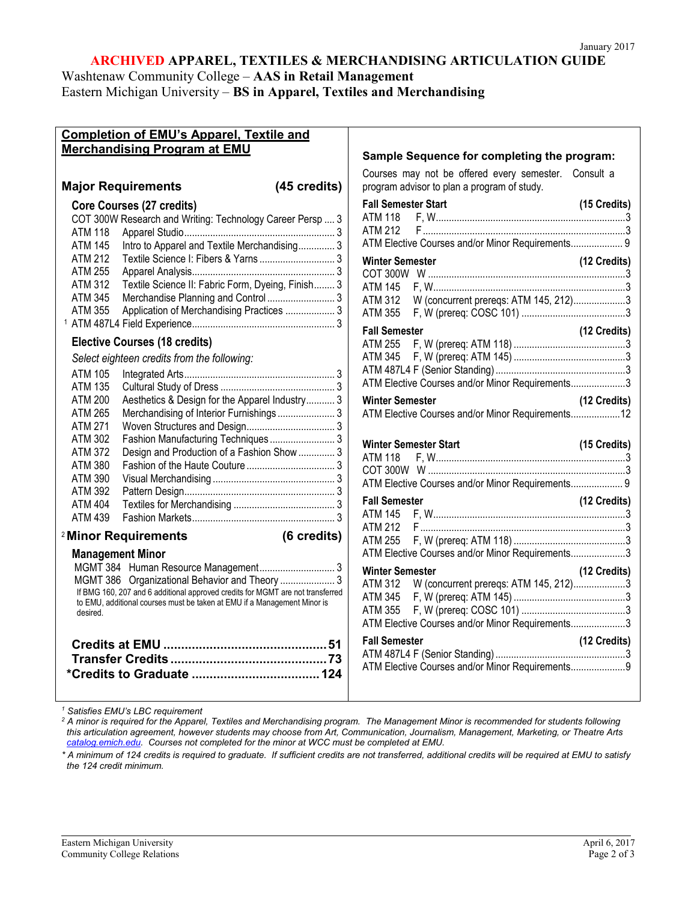January 2017

# ARCHIVED APPAREL, TEXTILES & MERCHANDISING ARTICULATION GUIDE

Washtenaw Community College – **AAS in Retail Management**
Eastern Michigan University – **BS in Apparel, Textiles and Merchandising**

## Completion of EMU's Apparel, Textile and Merchandising Program at EMU

### Major Requirements (45 credits)

**Core Courses (27 credits)**

| Course | Title | Credits |
|---|---|---|
| COT 300W | Research and Writing: Technology Career Persp | 3 |
| ATM 118 | Apparel Studio | 3 |
| ATM 145 | Intro to Apparel and Textile Merchandising | 3 |
| ATM 212 | Textile Science I: Fibers & Yarns | 3 |
| ATM 255 | Apparel Analysis | 3 |
| ATM 312 | Textile Science II: Fabric Form, Dyeing, Finish | 3 |
| ATM 345 | Merchandise Planning and Control | 3 |
| ATM 355 | Application of Merchandising Practices | 3 |
| [1] ATM 487L4 | Field Experience | 3 |

**Elective Courses (18 credits)**

*Select eighteen credits from the following:*

| Course | Title | Credits |
|---|---|---|
| ATM 105 | Integrated Arts | 3 |
| ATM 135 | Cultural Study of Dress | 3 |
| ATM 200 | Aesthetics & Design for the Apparel Industry | 3 |
| ATM 265 | Merchandising of Interior Furnishings | 3 |
| ATM 271 | Woven Structures and Design | 3 |
| ATM 302 | Fashion Manufacturing Techniques | 3 |
| ATM 372 | Design and Production of a Fashion Show | 3 |
| ATM 380 | Fashion of the Haute Couture | 3 |
| ATM 390 | Visual Merchandising | 3 |
| ATM 392 | Pattern Design | 3 |
| ATM 404 | Textiles for Merchandising | 3 |
| ATM 439 | Fashion Markets | 3 |

### [2] Minor Requirements (6 credits)

**Management Minor**

| Course | Title | Credits |
|---|---|---|
| MGMT 384 | Human Resource Management | 3 |
| MGMT 386 | Organizational Behavior and Theory | 3 |

If BMG 160, 207 and 6 additional approved credits for MGMT are not transferred to EMU, additional courses must be taken at EMU if a Management Minor is desired.

**Credits at EMU ............ 51**
**Transfer Credits ............ 73**
***Credits to Graduate ............ 124**

## Sample Sequence for completing the program:

Courses may not be offered every semester. Consult a program advisor to plan a program of study.

**Fall Semester Start (15 Credits)**

| Course | Notes | Credits |
|---|---|---|
| ATM 118 | F, W | 3 |
| ATM 212 | F | 3 |
| ATM Elective Courses and/or Minor Requirements | | 9 |

**Winter Semester (12 Credits)**

| Course | Notes | Credits |
|---|---|---|
| COT 300W | W | 3 |
| ATM 145 | F, W | 3 |
| ATM 312 | W (concurrent prereqs: ATM 145, 212) | 3 |
| ATM 355 | F, W (prereq: COSC 101) | 3 |

**Fall Semester (12 Credits)**

| Course | Notes | Credits |
|---|---|---|
| ATM 255 | F, W (prereq: ATM 118) | 3 |
| ATM 345 | F, W (prereq: ATM 145) | 3 |
| ATM 487L4 | F (Senior Standing) | 3 |
| ATM Elective Courses and/or Minor Requirements | | 3 |

**Winter Semester (12 Credits)**

| Course | Notes | Credits |
|---|---|---|
| ATM Elective Courses and/or Minor Requirements | | 12 |

**Winter Semester Start (15 Credits)**

| Course | Notes | Credits |
|---|---|---|
| ATM 118 | F, W | 3 |
| COT 300W | W | 3 |
| ATM Elective Courses and/or Minor Requirements | | 9 |

**Fall Semester (12 Credits)**

| Course | Notes | Credits |
|---|---|---|
| ATM 145 | F, W | 3 |
| ATM 212 | F | 3 |
| ATM 255 | F, W (prereq: ATM 118) | 3 |
| ATM Elective Courses and/or Minor Requirements | | 3 |

**Winter Semester (12 Credits)**

| Course | Notes | Credits |
|---|---|---|
| ATM 312 | W (concurrent prereqs: ATM 145, 212) | 3 |
| ATM 345 | F, W (prereq: ATM 145) | 3 |
| ATM 355 | F, W (prereq: COSC 101) | 3 |
| ATM Elective Courses and/or Minor Requirements | | 3 |

**Fall Semester (12 Credits)**

| Course | Notes | Credits |
|---|---|---|
| ATM 487L4 | F (Senior Standing) | 3 |
| ATM Elective Courses and/or Minor Requirements | | 9 |

---

[1] *Satisfies EMU's LBC requirement*

[2] *A minor is required for the Apparel, Textiles and Merchandising program. The Management Minor is recommended for students following this articulation agreement, however students may choose from Art, Communication, Journalism, Management, Marketing, or Theatre Arts catalog.emich.edu. Courses not completed for the minor at WCC must be completed at EMU.*

\* *A minimum of 124 credits is required to graduate. If sufficient credits are not transferred, additional credits will be required at EMU to satisfy the 124 credit minimum.*

Eastern Michigan University
Community College Relations

April 6, 2017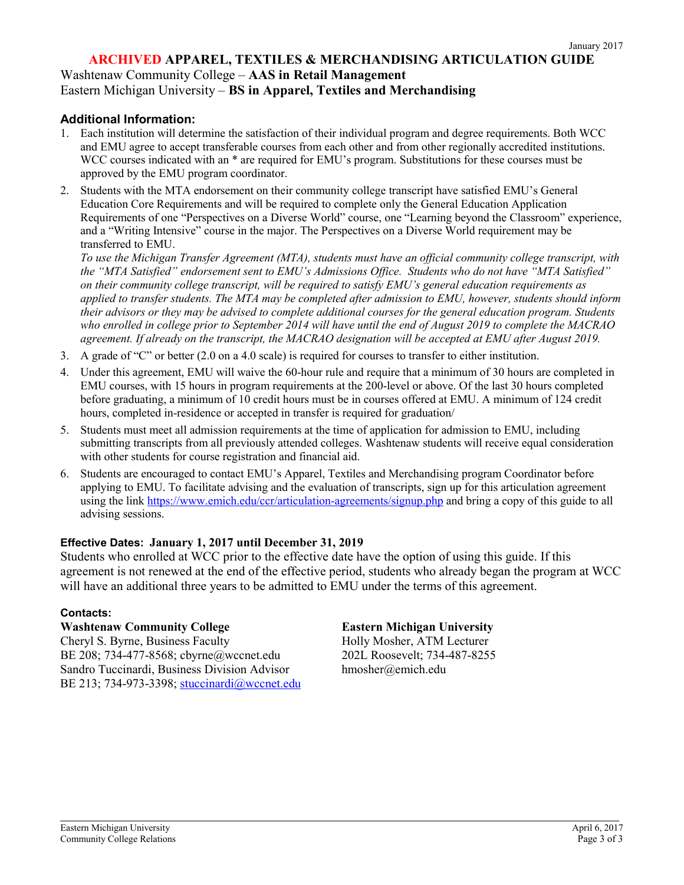January 2017

# ARCHIVED APPAREL, TEXTILES & MERCHANDISING ARTICULATION GUIDE

Washtenaw Community College – **AAS in Retail Management**
Eastern Michigan University – **BS in Apparel, Textiles and Merchandising**

### Additional Information:

1. Each institution will determine the satisfaction of their individual program and degree requirements. Both WCC and EMU agree to accept transferable courses from each other and from other regionally accredited institutions. WCC courses indicated with an * are required for EMU's program. Substitutions for these courses must be approved by the EMU program coordinator.
2. Students with the MTA endorsement on their community college transcript have satisfied EMU's General Education Core Requirements and will be required to complete only the General Education Application Requirements of one "Perspectives on a Diverse World" course, one "Learning beyond the Classroom" experience, and a "Writing Intensive" course in the major. The Perspectives on a Diverse World requirement may be transferred to EMU.
   *To use the Michigan Transfer Agreement (MTA), students must have an official community college transcript, with the "MTA Satisfied" endorsement sent to EMU's Admissions Office. Students who do not have "MTA Satisfied" on their community college transcript, will be required to satisfy EMU's general education requirements as applied to transfer students. The MTA may be completed after admission to EMU, however, students should inform their advisors or they may be advised to complete additional courses for the general education program. Students who enrolled in college prior to September 2014 will have until the end of August 2019 to complete the MACRAO agreement. If already on the transcript, the MACRAO designation will be accepted at EMU after August 2019.*
3. A grade of "C" or better (2.0 on a 4.0 scale) is required for courses to transfer to either institution.
4. Under this agreement, EMU will waive the 60-hour rule and require that a minimum of 30 hours are completed in EMU courses, with 15 hours in program requirements at the 200-level or above. Of the last 30 hours completed before graduating, a minimum of 10 credit hours must be in courses offered at EMU. A minimum of 124 credit hours, completed in-residence or accepted in transfer is required for graduation/
5. Students must meet all admission requirements at the time of application for admission to EMU, including submitting transcripts from all previously attended colleges. Washtenaw students will receive equal consideration with other students for course registration and financial aid.
6. Students are encouraged to contact EMU's Apparel, Textiles and Merchandising program Coordinator before applying to EMU. To facilitate advising and the evaluation of transcripts, sign up for this articulation agreement using the link https://www.emich.edu/ccr/articulation-agreements/signup.php and bring a copy of this guide to all advising sessions.

#### Effective Dates: January 1, 2017 until December 31, 2019

Students who enrolled at WCC prior to the effective date have the option of using this guide. If this agreement is not renewed at the end of the effective period, students who already began the program at WCC will have an additional three years to be admitted to EMU under the terms of this agreement.

#### Contacts:

**Washtenaw Community College**
Cheryl S. Byrne, Business Faculty
BE 208; 734-477-8568; cbyrne@wccnet.edu
Sandro Tuccinardi, Business Division Advisor
BE 213; 734-973-3398; stuccinardi@wccnet.edu

**Eastern Michigan University**
Holly Mosher, ATM Lecturer
202L Roosevelt; 734-487-8255
hmosher@emich.edu